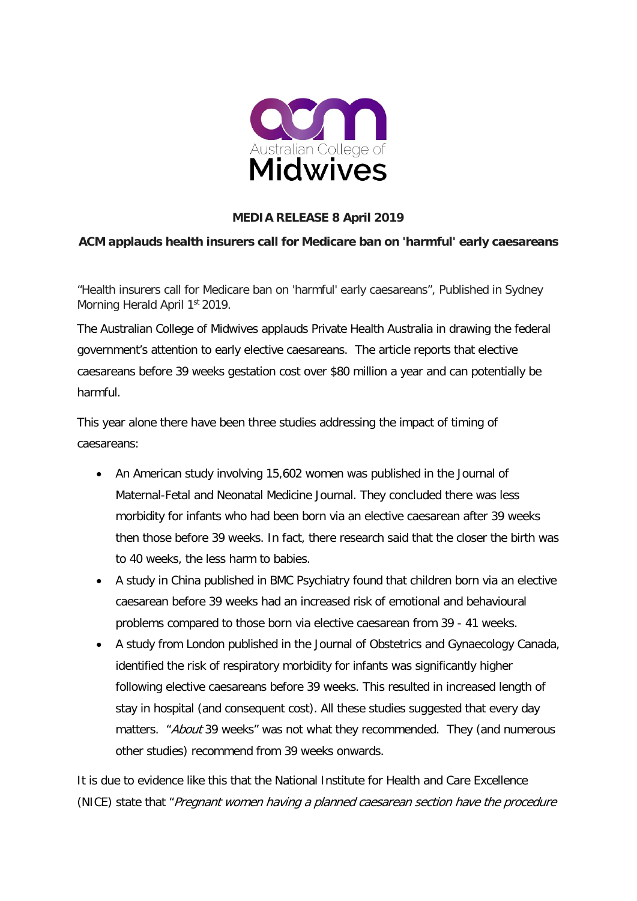Australian College of Midwives

**MEDIA RELEASE 8 April 2019**

**ACM applauds health insurers call for Medicare ban on 'harmful' early caesareans**

"Health insurers call for Medicare ban on 'harmful' early caesareans", Published in Sydney Morning Herald April 1st 2019.

The Australian College of Midwives applauds Private Health Australia in drawing the federal government's attention to early elective caesareans. The article reports that elective caesareans before 39 weeks gestation cost over $80 million a year and can potentially be harmful.

This year alone there have been three studies addressing the impact of timing of caesareans:

- An American study involving 15,602 women was published in the Journal of Maternal-Fetal and Neonatal Medicine Journal. They concluded there was less morbidity for infants who had been born via an elective caesarean after 39 weeks then those before 39 weeks. In fact, there research said that the closer the birth was to 40 weeks, the less harm to babies.
- A study in China published in BMC Psychiatry found that children born via an elective caesarean before 39 weeks had an increased risk of emotional and behavioural problems compared to those born via elective caesarean from 39 - 41 weeks.
- A study from London published in the Journal of Obstetrics and Gynaecology Canada, identified the risk of respiratory morbidity for infants was significantly higher following elective caesareans before 39 weeks. This resulted in increased length of stay in hospital (and consequent cost). All these studies suggested that every day matters. "*About* 39 weeks" was not what they recommended. They (and numerous other studies) recommend from 39 weeks onwards.

It is due to evidence like this that the National Institute for Health and Care Excellence (NICE) state that "*Pregnant women having a planned caesarean section have the procedure*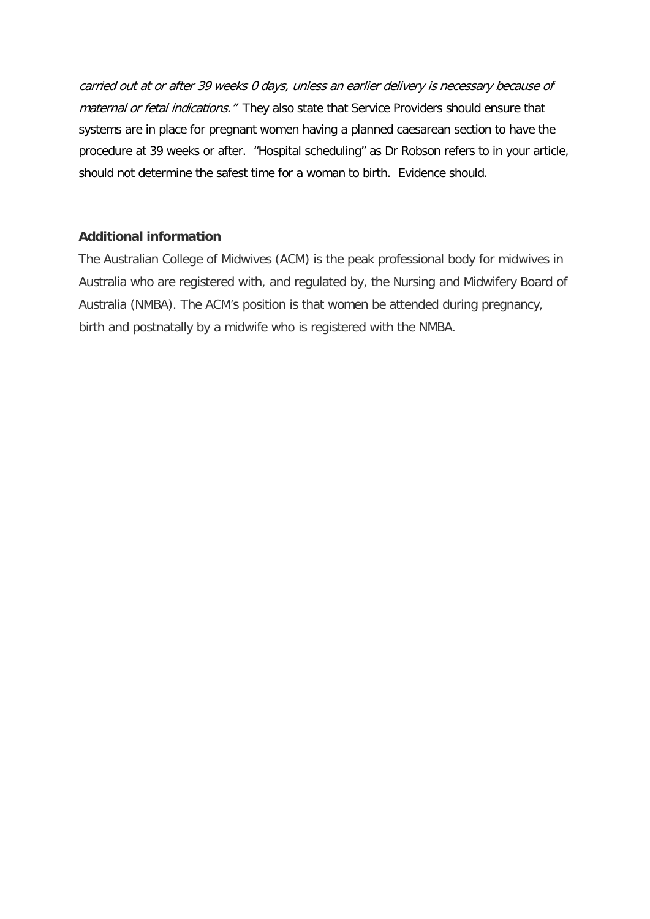*carried out at or after 39 weeks 0 days, unless an earlier delivery is necessary because of maternal or fetal indications."* They also state that Service Providers should ensure that systems are in place for pregnant women having a planned caesarean section to have the procedure at 39 weeks or after. "Hospital scheduling" as Dr Robson refers to in your article, should not determine the safest time for a woman to birth. Evidence should.

---

**Additional information**

The Australian College of Midwives (ACM) is the peak professional body for midwives in Australia who are registered with, and regulated by, the Nursing and Midwifery Board of Australia (NMBA). The ACM's position is that women be attended during pregnancy, birth and postnatally by a midwife who is registered with the NMBA.